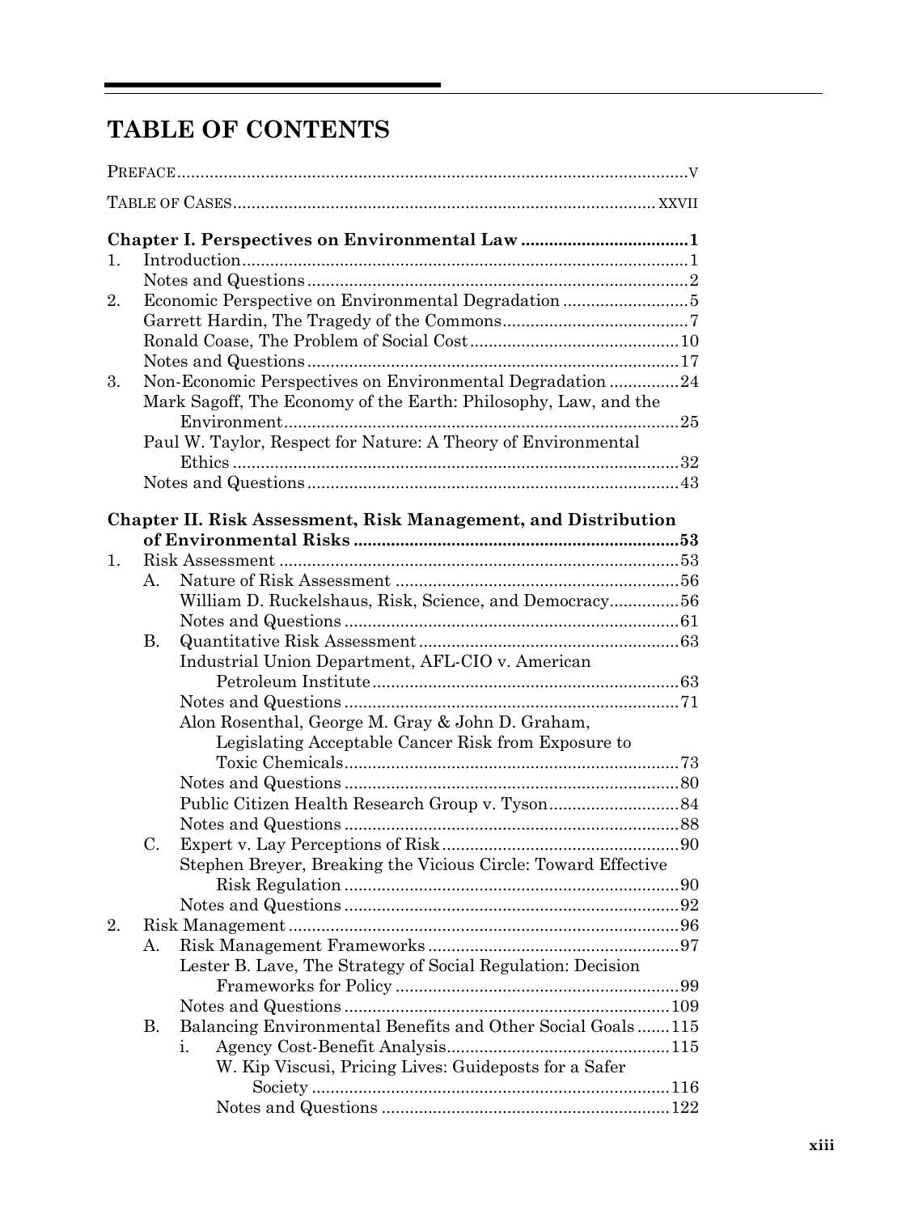# TABLE OF CONTENTS

PREFACE .......... v

TABLE OF CASES .......... XXVII

**Chapter I. Perspectives on Environmental Law .......... 1**

1. Introduction .......... 1
   - Notes and Questions .......... 2
2. Economic Perspective on Environmental Degradation .......... 5
   - Garrett Hardin, The Tragedy of the Commons .......... 7
   - Ronald Coase, The Problem of Social Cost .......... 10
   - Notes and Questions .......... 17
3. Non-Economic Perspectives on Environmental Degradation .......... 24
   - Mark Sagoff, The Economy of the Earth: Philosophy, Law, and the Environment .......... 25
   - Paul W. Taylor, Respect for Nature: A Theory of Environmental Ethics .......... 32
   - Notes and Questions .......... 43

**Chapter II. Risk Assessment, Risk Management, and Distribution of Environmental Risks .......... 53**

1. Risk Assessment .......... 53
   - A. Nature of Risk Assessment .......... 56
     - William D. Ruckelshaus, Risk, Science, and Democracy .......... 56
     - Notes and Questions .......... 61
   - B. Quantitative Risk Assessment .......... 63
     - Industrial Union Department, AFL-CIO v. American Petroleum Institute .......... 63
     - Notes and Questions .......... 71
     - Alon Rosenthal, George M. Gray & John D. Graham, Legislating Acceptable Cancer Risk from Exposure to Toxic Chemicals .......... 73
     - Notes and Questions .......... 80
     - Public Citizen Health Research Group v. Tyson .......... 84
     - Notes and Questions .......... 88
   - C. Expert v. Lay Perceptions of Risk .......... 90
     - Stephen Breyer, Breaking the Vicious Circle: Toward Effective Risk Regulation .......... 90
     - Notes and Questions .......... 92
2. Risk Management .......... 96
   - A. Risk Management Frameworks .......... 97
     - Lester B. Lave, The Strategy of Social Regulation: Decision Frameworks for Policy .......... 99
     - Notes and Questions .......... 109
   - B. Balancing Environmental Benefits and Other Social Goals .......... 115
     - i. Agency Cost-Benefit Analysis .......... 115
       - W. Kip Viscusi, Pricing Lives: Guideposts for a Safer Society .......... 116
       - Notes and Questions .......... 122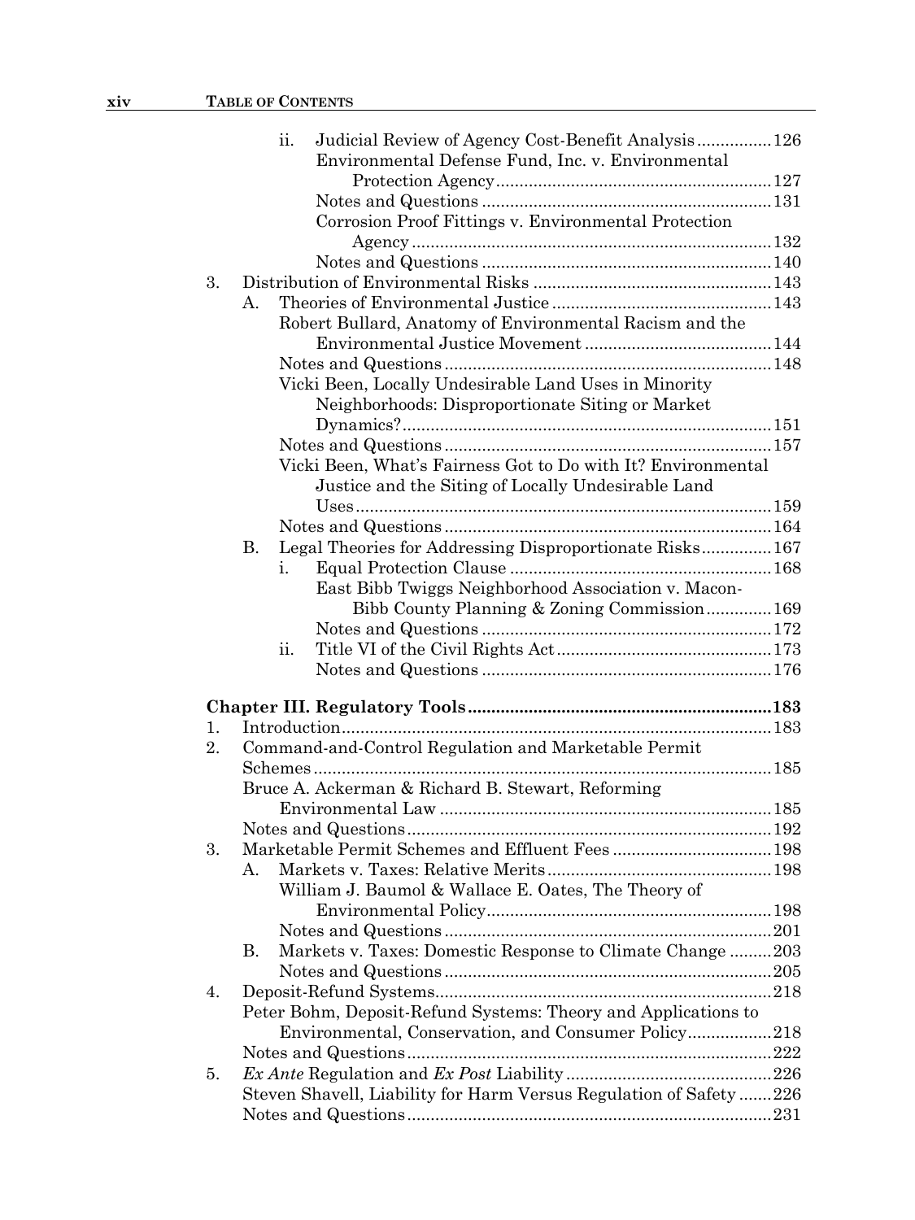ii. Judicial Review of Agency Cost-Benefit Analysis ................ 126
Environmental Defense Fund, Inc. v. Environmental Protection Agency ........................................................ 127
Notes and Questions ........................................................ 131
Corrosion Proof Fittings v. Environmental Protection Agency ........................................................ 132
Notes and Questions ........................................................ 140

3. Distribution of Environmental Risks ........................................................ 143
   A. Theories of Environmental Justice ........................................................ 143
   Robert Bullard, Anatomy of Environmental Racism and the Environmental Justice Movement ........................................................ 144
   Notes and Questions ........................................................ 148
   Vicki Been, Locally Undesirable Land Uses in Minority Neighborhoods: Disproportionate Siting or Market Dynamics? ........................................................ 151
   Notes and Questions ........................................................ 157
   Vicki Been, What's Fairness Got to Do with It? Environmental Justice and the Siting of Locally Undesirable Land Uses ........................................................ 159
   Notes and Questions ........................................................ 164
   B. Legal Theories for Addressing Disproportionate Risks ........................................................ 167
      i. Equal Protection Clause ........................................................ 168
      East Bibb Twiggs Neighborhood Association v. Macon-Bibb County Planning & Zoning Commission ........................................................ 169
      Notes and Questions ........................................................ 172
      ii. Title VI of the Civil Rights Act ........................................................ 173
      Notes and Questions ........................................................ 176

**Chapter III. Regulatory Tools ........................................................ 183**

1. Introduction ........................................................ 183
2. Command-and-Control Regulation and Marketable Permit Schemes ........................................................ 185
   Bruce A. Ackerman & Richard B. Stewart, Reforming Environmental Law ........................................................ 185
   Notes and Questions ........................................................ 192
3. Marketable Permit Schemes and Effluent Fees ........................................................ 198
   A. Markets v. Taxes: Relative Merits ........................................................ 198
   William J. Baumol & Wallace E. Oates, The Theory of Environmental Policy ........................................................ 198
   Notes and Questions ........................................................ 201
   B. Markets v. Taxes: Domestic Response to Climate Change ........................................................ 203
   Notes and Questions ........................................................ 205
4. Deposit-Refund Systems ........................................................ 218
   Peter Bohm, Deposit-Refund Systems: Theory and Applications to Environmental, Conservation, and Consumer Policy ........................................................ 218
   Notes and Questions ........................................................ 222
5. *Ex Ante* Regulation and *Ex Post* Liability ........................................................ 226
   Steven Shavell, Liability for Harm Versus Regulation of Safety ........................................................ 226
   Notes and Questions ........................................................ 231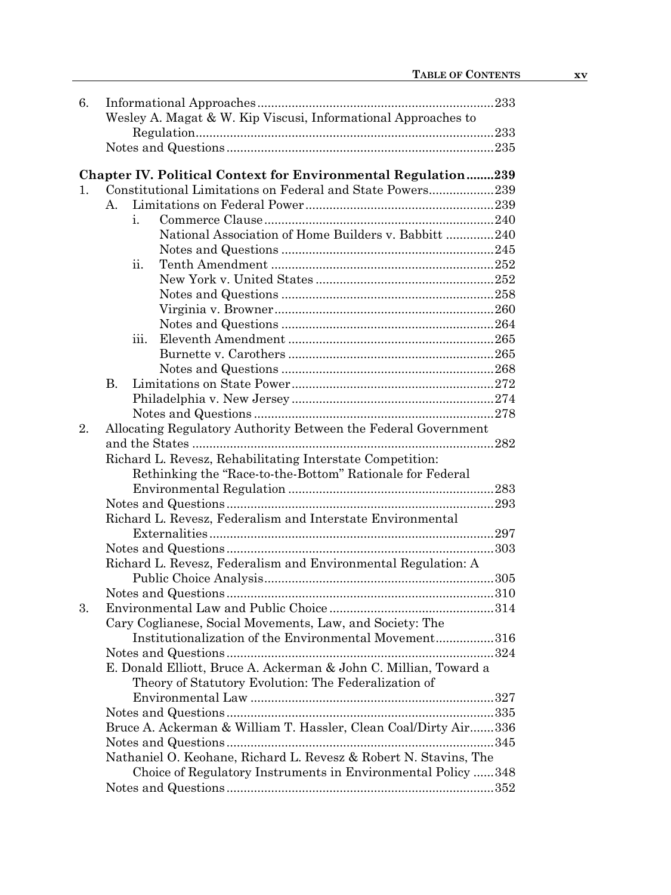6. Informational Approaches ..... 233
   - Wesley A. Magat & W. Kip Viscusi, Informational Approaches to Regulation ..... 233
   - Notes and Questions ..... 235

**Chapter IV. Political Context for Environmental Regulation ..... 239**

1. Constitutional Limitations on Federal and State Powers ..... 239
   - A. Limitations on Federal Power ..... 239
     - i. Commerce Clause ..... 240
       - National Association of Home Builders v. Babbitt ..... 240
       - Notes and Questions ..... 245
     - ii. Tenth Amendment ..... 252
       - New York v. United States ..... 252
       - Notes and Questions ..... 258
       - Virginia v. Browner ..... 260
       - Notes and Questions ..... 264
     - iii. Eleventh Amendment ..... 265
       - Burnette v. Carothers ..... 265
       - Notes and Questions ..... 268
   - B. Limitations on State Power ..... 272
     - Philadelphia v. New Jersey ..... 274
     - Notes and Questions ..... 278
2. Allocating Regulatory Authority Between the Federal Government and the States ..... 282
   - Richard L. Revesz, Rehabilitating Interstate Competition: Rethinking the "Race-to-the-Bottom" Rationale for Federal Environmental Regulation ..... 283
   - Notes and Questions ..... 293
   - Richard L. Revesz, Federalism and Interstate Environmental Externalities ..... 297
   - Notes and Questions ..... 303
   - Richard L. Revesz, Federalism and Environmental Regulation: A Public Choice Analysis ..... 305
   - Notes and Questions ..... 310
3. Environmental Law and Public Choice ..... 314
   - Cary Coglianese, Social Movements, Law, and Society: The Institutionalization of the Environmental Movement ..... 316
   - Notes and Questions ..... 324
   - E. Donald Elliott, Bruce A. Ackerman & John C. Millian, Toward a Theory of Statutory Evolution: The Federalization of Environmental Law ..... 327
   - Notes and Questions ..... 335
   - Bruce A. Ackerman & William T. Hassler, Clean Coal/Dirty Air ..... 336
   - Notes and Questions ..... 345
   - Nathaniel O. Keohane, Richard L. Revesz & Robert N. Stavins, The Choice of Regulatory Instruments in Environmental Policy ..... 348
   - Notes and Questions ..... 352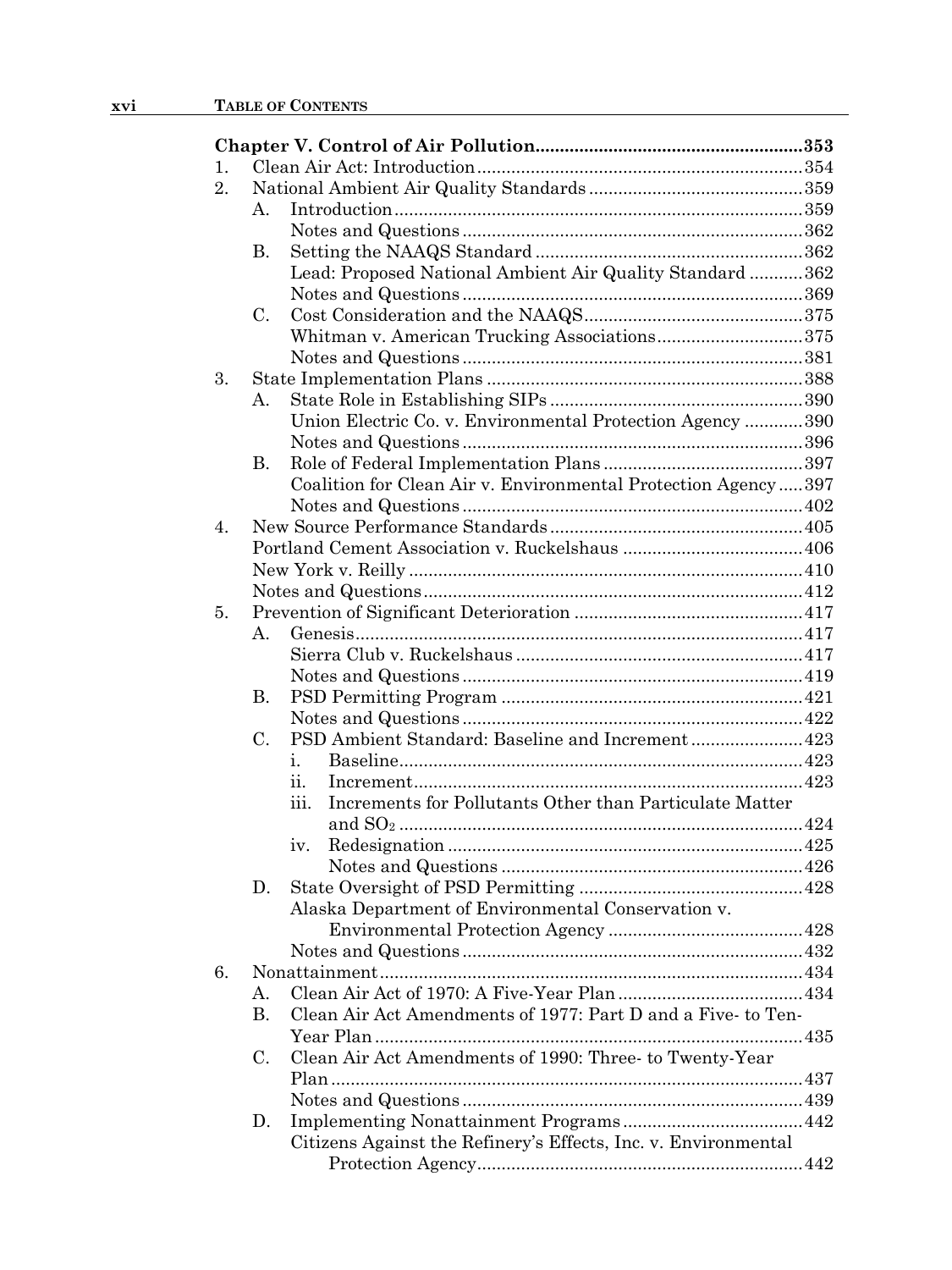**Chapter V. Control of Air Pollution** ..... 353

1. Clean Air Act: Introduction ..... 354
2. National Ambient Air Quality Standards ..... 359
   - A. Introduction ..... 359
     - Notes and Questions ..... 362
   - B. Setting the NAAQS Standard ..... 362
     - Lead: Proposed National Ambient Air Quality Standard ..... 362
     - Notes and Questions ..... 369
   - C. Cost Consideration and the NAAQS ..... 375
     - Whitman v. American Trucking Associations ..... 375
     - Notes and Questions ..... 381
3. State Implementation Plans ..... 388
   - A. State Role in Establishing SIPs ..... 390
     - Union Electric Co. v. Environmental Protection Agency ..... 390
     - Notes and Questions ..... 396
   - B. Role of Federal Implementation Plans ..... 397
     - Coalition for Clean Air v. Environmental Protection Agency ..... 397
     - Notes and Questions ..... 402
4. New Source Performance Standards ..... 405
   - Portland Cement Association v. Ruckelshaus ..... 406
   - New York v. Reilly ..... 410
   - Notes and Questions ..... 412
5. Prevention of Significant Deterioration ..... 417
   - A. Genesis ..... 417
     - Sierra Club v. Ruckelshaus ..... 417
     - Notes and Questions ..... 419
   - B. PSD Permitting Program ..... 421
     - Notes and Questions ..... 422
   - C. PSD Ambient Standard: Baseline and Increment ..... 423
     - i. Baseline ..... 423
     - ii. Increment ..... 423
     - iii. Increments for Pollutants Other than Particulate Matter and $SO_2$ ..... 424
     - iv. Redesignation ..... 425
       - Notes and Questions ..... 426
   - D. State Oversight of PSD Permitting ..... 428
     - Alaska Department of Environmental Conservation v. Environmental Protection Agency ..... 428
     - Notes and Questions ..... 432
6. Nonattainment ..... 434
   - A. Clean Air Act of 1970: A Five-Year Plan ..... 434
   - B. Clean Air Act Amendments of 1977: Part D and a Five- to Ten-Year Plan ..... 435
   - C. Clean Air Act Amendments of 1990: Three- to Twenty-Year Plan ..... 437
     - Notes and Questions ..... 439
   - D. Implementing Nonattainment Programs ..... 442
     - Citizens Against the Refinery's Effects, Inc. v. Environmental Protection Agency ..... 442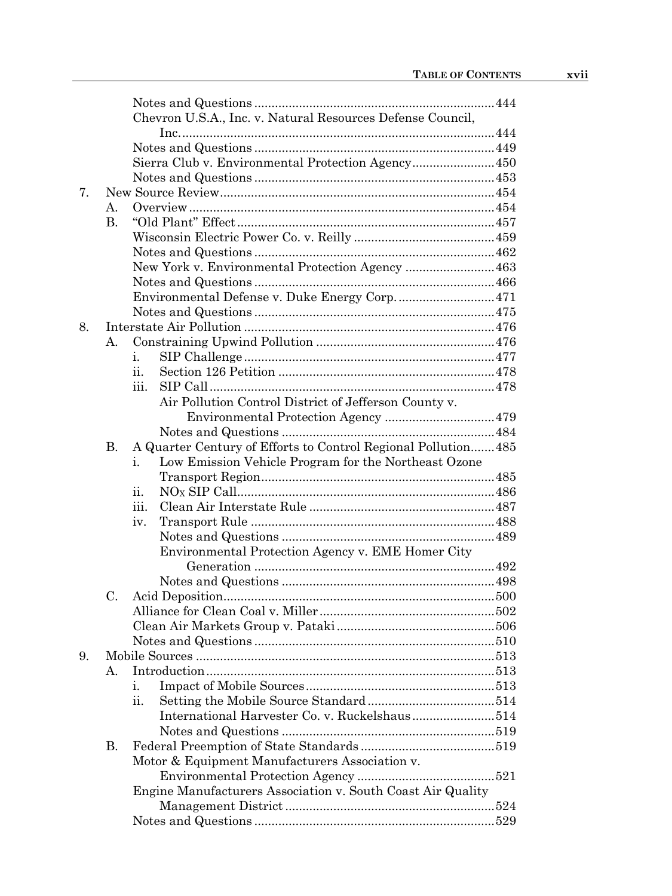Notes and Questions ......................................................................444
Chevron U.S.A., Inc. v. Natural Resources Defense Council, Inc. ..........................................................................................444
Notes and Questions ......................................................................449
Sierra Club v. Environmental Protection Agency........................450
Notes and Questions ......................................................................453

7. New Source Review..............................................................................454
   A. Overview........................................................................................454
   B. "Old Plant" Effect...........................................................................457
      Wisconsin Electric Power Co. v. Reilly .........................................459
      Notes and Questions ......................................................................462
      New York v. Environmental Protection Agency ..........................463
      Notes and Questions ......................................................................466
      Environmental Defense v. Duke Energy Corp. ............................471
      Notes and Questions ......................................................................475

8. Interstate Air Pollution .........................................................................476
   A. Constraining Upwind Pollution ....................................................476
      i. SIP Challenge .........................................................................477
      ii. Section 126 Petition ...............................................................478
      iii. SIP Call ...................................................................................478
         Air Pollution Control District of Jefferson County v. Environmental Protection Agency ................................479
         Notes and Questions .............................................................484
   B. A Quarter Century of Efforts to Control Regional Pollution.......485
      i. Low Emission Vehicle Program for the Northeast Ozone Transport Region...................................................................485
      ii. $NO_X$ SIP Call..........................................................................486
      iii. Clean Air Interstate Rule ......................................................487
      iv. Transport Rule .......................................................................488
         Notes and Questions .............................................................489
         Environmental Protection Agency v. EME Homer City Generation ......................................................................492
         Notes and Questions .............................................................498
   C. Acid Deposition..............................................................................500
      Alliance for Clean Coal v. Miller...................................................502
      Clean Air Markets Group v. Pataki ..............................................506
      Notes and Questions ......................................................................510

9. Mobile Sources .......................................................................................513
   A. Introduction....................................................................................513
      i. Impact of Mobile Sources.......................................................513
      ii. Setting the Mobile Source Standard .....................................514
         International Harvester Co. v. Ruckelshaus........................514
         Notes and Questions .............................................................519
   B. Federal Preemption of State Standards .......................................519
      Motor & Equipment Manufacturers Association v. Environmental Protection Agency ........................................521
      Engine Manufacturers Association v. South Coast Air Quality Management District ............................................................524
      Notes and Questions ......................................................................529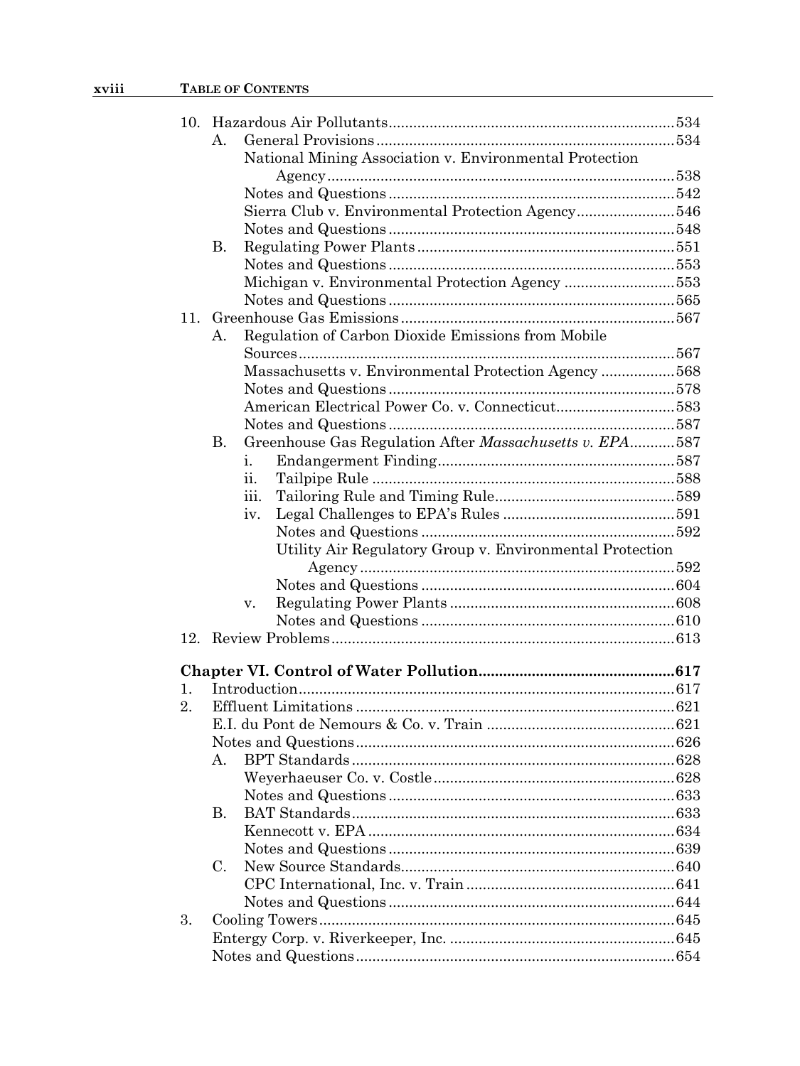10. Hazardous Air Pollutants ..... 534
    - A. General Provisions ..... 534
      - National Mining Association v. Environmental Protection Agency ..... 538
      - Notes and Questions ..... 542
      - Sierra Club v. Environmental Protection Agency ..... 546
      - Notes and Questions ..... 548
    - B. Regulating Power Plants ..... 551
      - Notes and Questions ..... 553
      - Michigan v. Environmental Protection Agency ..... 553
      - Notes and Questions ..... 565
11. Greenhouse Gas Emissions ..... 567
    - A. Regulation of Carbon Dioxide Emissions from Mobile Sources ..... 567
      - Massachusetts v. Environmental Protection Agency ..... 568
      - Notes and Questions ..... 578
      - American Electrical Power Co. v. Connecticut ..... 583
      - Notes and Questions ..... 587
    - B. Greenhouse Gas Regulation After *Massachusetts v. EPA* ..... 587
      - i. Endangerment Finding ..... 587
      - ii. Tailpipe Rule ..... 588
      - iii. Tailoring Rule and Timing Rule ..... 589
      - iv. Legal Challenges to EPA's Rules ..... 591
        - Notes and Questions ..... 592
        - Utility Air Regulatory Group v. Environmental Protection Agency ..... 592
        - Notes and Questions ..... 604
      - v. Regulating Power Plants ..... 608
        - Notes and Questions ..... 610
12. Review Problems ..... 613

**Chapter VI. Control of Water Pollution ..... 617**

1. Introduction ..... 617
2. Effluent Limitations ..... 621
   - E.I. du Pont de Nemours & Co. v. Train ..... 621
   - Notes and Questions ..... 626
   - A. BPT Standards ..... 628
     - Weyerhaeuser Co. v. Costle ..... 628
     - Notes and Questions ..... 633
   - B. BAT Standards ..... 633
     - Kennecott v. EPA ..... 634
     - Notes and Questions ..... 639
   - C. New Source Standards ..... 640
     - CPC International, Inc. v. Train ..... 641
     - Notes and Questions ..... 644
3. Cooling Towers ..... 645
   - Entergy Corp. v. Riverkeeper, Inc. ..... 645
   - Notes and Questions ..... 654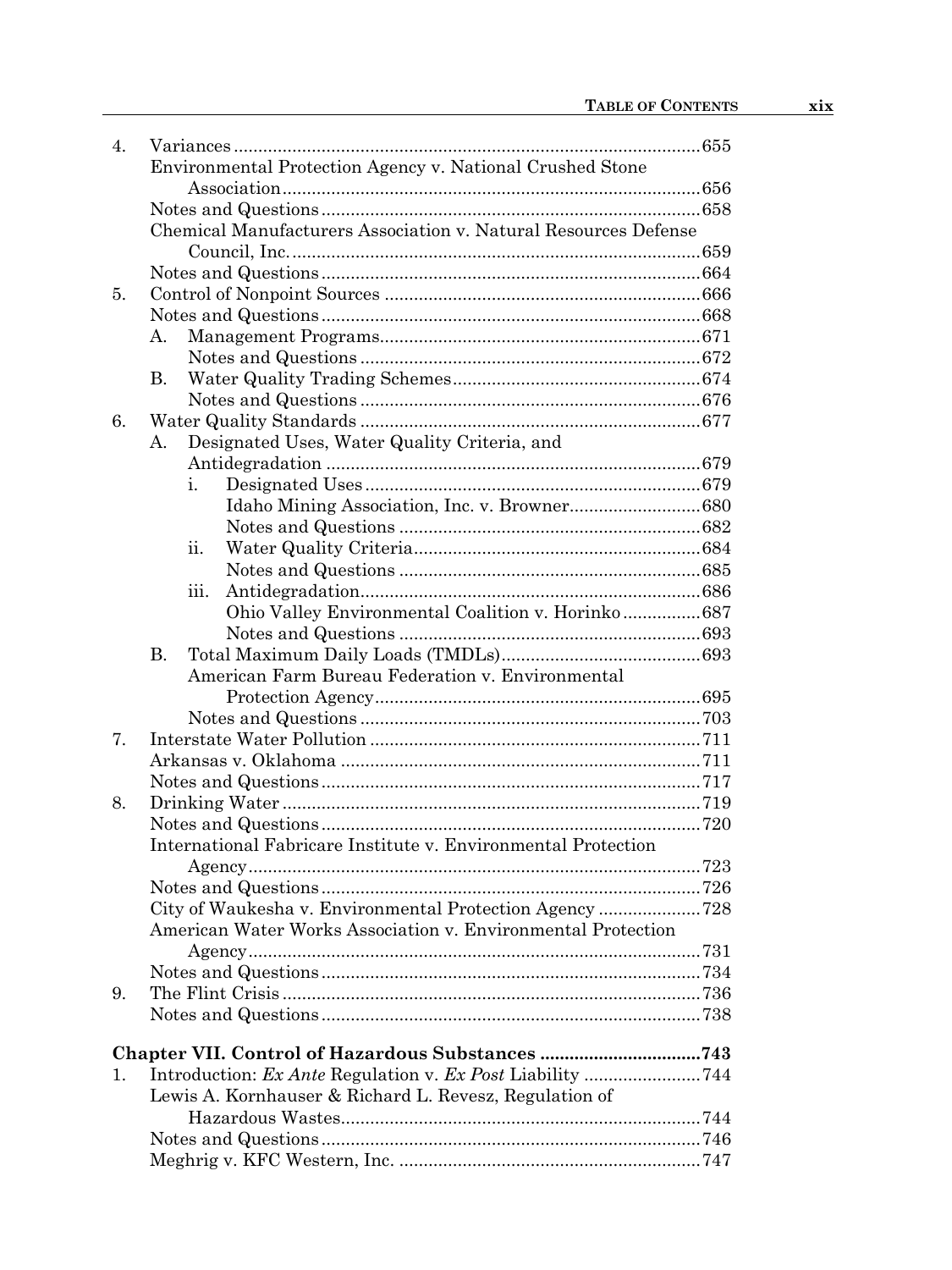4. Variances ... 655
   - Environmental Protection Agency v. National Crushed Stone Association ... 656
   - Notes and Questions ... 658
   - Chemical Manufacturers Association v. Natural Resources Defense Council, Inc. ... 659
   - Notes and Questions ... 664
5. Control of Nonpoint Sources ... 666
   - Notes and Questions ... 668
   - A. Management Programs ... 671
     - Notes and Questions ... 672
   - B. Water Quality Trading Schemes ... 674
     - Notes and Questions ... 676
6. Water Quality Standards ... 677
   - A. Designated Uses, Water Quality Criteria, and Antidegradation ... 679
     - i. Designated Uses ... 679
       - Idaho Mining Association, Inc. v. Browner ... 680
       - Notes and Questions ... 682
     - ii. Water Quality Criteria ... 684
       - Notes and Questions ... 685
     - iii. Antidegradation ... 686
       - Ohio Valley Environmental Coalition v. Horinko ... 687
       - Notes and Questions ... 693
   - B. Total Maximum Daily Loads (TMDLs) ... 693
     - American Farm Bureau Federation v. Environmental Protection Agency ... 695
     - Notes and Questions ... 703
7. Interstate Water Pollution ... 711
   - Arkansas v. Oklahoma ... 711
   - Notes and Questions ... 717
8. Drinking Water ... 719
   - Notes and Questions ... 720
   - International Fabricare Institute v. Environmental Protection Agency ... 723
   - Notes and Questions ... 726
   - City of Waukesha v. Environmental Protection Agency ... 728
   - American Water Works Association v. Environmental Protection Agency ... 731
   - Notes and Questions ... 734
9. The Flint Crisis ... 736
   - Notes and Questions ... 738

**Chapter VII. Control of Hazardous Substances ... 743**

1. Introduction: *Ex Ante* Regulation v. *Ex Post* Liability ... 744
   - Lewis A. Kornhauser & Richard L. Revesz, Regulation of Hazardous Wastes ... 744
   - Notes and Questions ... 746
   - Meghrig v. KFC Western, Inc. ... 747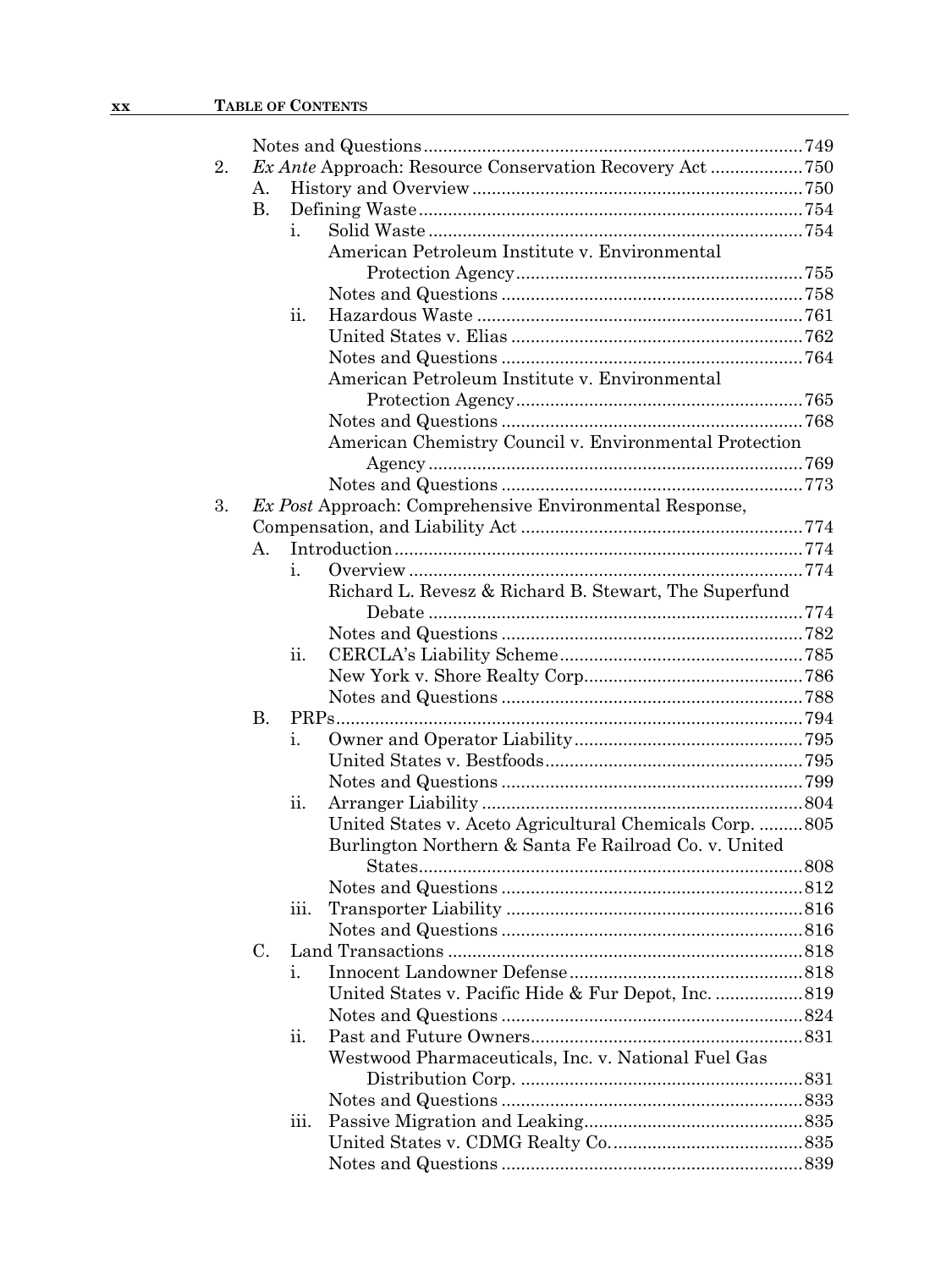Notes and Questions ............................................................................ 749

2. *Ex Ante* Approach: Resource Conservation Recovery Act .................. 750
   - A. History and Overview .................................................................. 750
   - B. Defining Waste ............................................................................. 754
     - i. Solid Waste ............................................................................ 754
       - American Petroleum Institute v. Environmental Protection Agency .......................................................... 755
       - Notes and Questions ............................................................. 758
     - ii. Hazardous Waste .................................................................. 761
       - United States v. Elias ........................................................... 762
       - Notes and Questions ............................................................. 764
       - American Petroleum Institute v. Environmental Protection Agency .......................................................... 765
       - Notes and Questions ............................................................. 768
       - American Chemistry Council v. Environmental Protection Agency ............................................................................ 769
       - Notes and Questions ............................................................. 773

3. *Ex Post* Approach: Comprehensive Environmental Response, Compensation, and Liability Act ......................................................... 774
   - A. Introduction .................................................................................. 774
     - i. Overview ................................................................................ 774
       - Richard L. Revesz & Richard B. Stewart, The Superfund Debate ............................................................................ 774
       - Notes and Questions ............................................................. 782
     - ii. CERCLA's Liability Scheme ................................................. 785
       - New York v. Shore Realty Corp. ........................................... 786
       - Notes and Questions ............................................................. 788
   - B. PRPs ............................................................................................. 794
     - i. Owner and Operator Liability .............................................. 795
       - United States v. Bestfoods .................................................... 795
       - Notes and Questions ............................................................. 799
     - ii. Arranger Liability ................................................................. 804
       - United States v. Aceto Agricultural Chemicals Corp. ......... 805
       - Burlington Northern & Santa Fe Railroad Co. v. United States ............................................................................. 808
       - Notes and Questions ............................................................. 812
     - iii. Transporter Liability ............................................................ 816
       - Notes and Questions ............................................................. 816
   - C. Land Transactions ........................................................................ 818
     - i. Innocent Landowner Defense ............................................... 818
       - United States v. Pacific Hide & Fur Depot, Inc. ................. 819
       - Notes and Questions ............................................................. 824
     - ii. Past and Future Owners ....................................................... 831
       - Westwood Pharmaceuticals, Inc. v. National Fuel Gas Distribution Corp. ......................................................... 831
       - Notes and Questions ............................................................. 833
     - iii. Passive Migration and Leaking ............................................ 835
       - United States v. CDMG Realty Co. ....................................... 835
       - Notes and Questions ............................................................. 839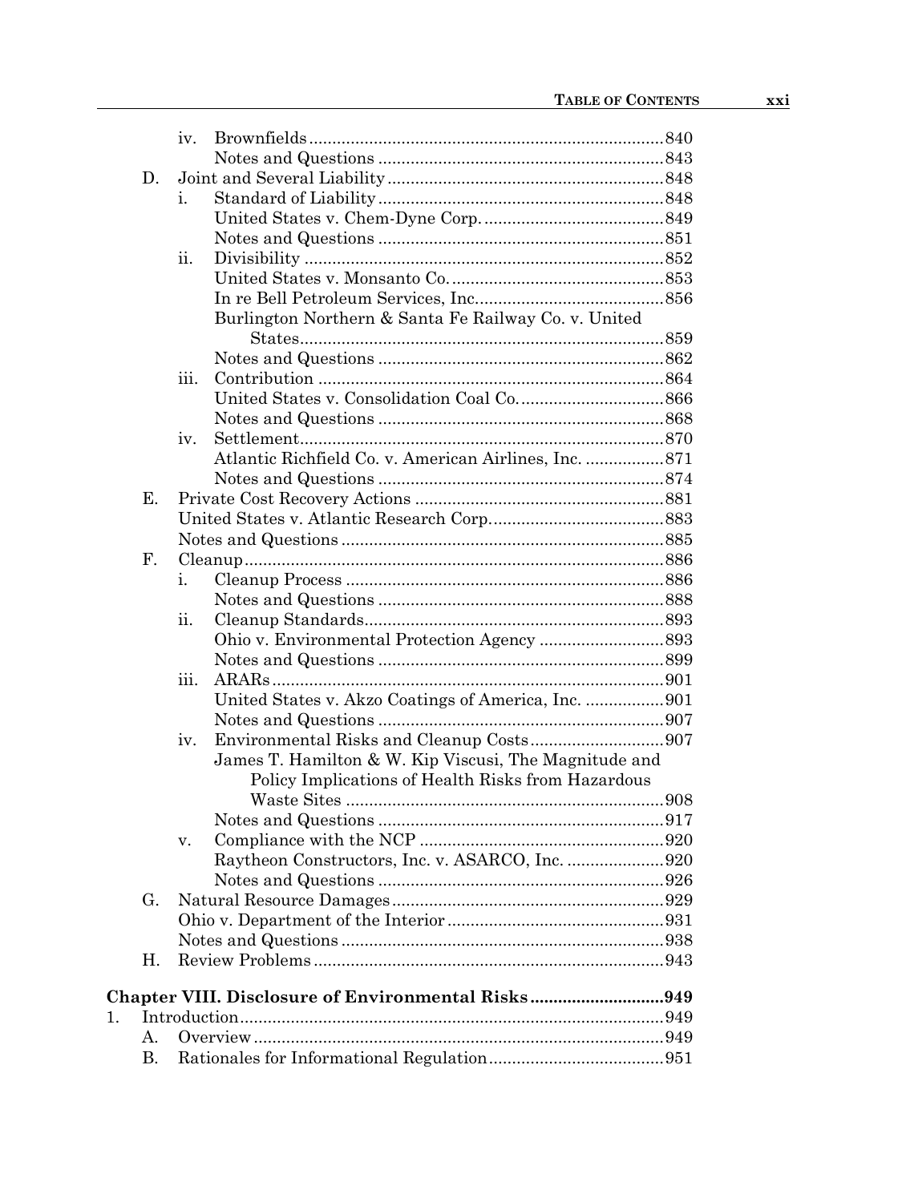- iv. Brownfields ........ 840
  - Notes and Questions ........ 843
- D. Joint and Several Liability ........ 848
  - i. Standard of Liability ........ 848
    - United States v. Chem-Dyne Corp. ........ 849
    - Notes and Questions ........ 851
  - ii. Divisibility ........ 852
    - United States v. Monsanto Co. ........ 853
    - In re Bell Petroleum Services, Inc. ........ 856
    - Burlington Northern & Santa Fe Railway Co. v. United States ........ 859
    - Notes and Questions ........ 862
  - iii. Contribution ........ 864
    - United States v. Consolidation Coal Co. ........ 866
    - Notes and Questions ........ 868
  - iv. Settlement ........ 870
    - Atlantic Richfield Co. v. American Airlines, Inc. ........ 871
    - Notes and Questions ........ 874
- E. Private Cost Recovery Actions ........ 881
  - United States v. Atlantic Research Corp. ........ 883
  - Notes and Questions ........ 885
- F. Cleanup ........ 886
  - i. Cleanup Process ........ 886
    - Notes and Questions ........ 888
  - ii. Cleanup Standards ........ 893
    - Ohio v. Environmental Protection Agency ........ 893
    - Notes and Questions ........ 899
  - iii. ARARs ........ 901
    - United States v. Akzo Coatings of America, Inc. ........ 901
    - Notes and Questions ........ 907
  - iv. Environmental Risks and Cleanup Costs ........ 907
    - James T. Hamilton & W. Kip Viscusi, The Magnitude and Policy Implications of Health Risks from Hazardous Waste Sites ........ 908
    - Notes and Questions ........ 917
  - v. Compliance with the NCP ........ 920
    - Raytheon Constructors, Inc. v. ASARCO, Inc. ........ 920
    - Notes and Questions ........ 926
- G. Natural Resource Damages ........ 929
  - Ohio v. Department of the Interior ........ 931
  - Notes and Questions ........ 938
- H. Review Problems ........ 943

**Chapter VIII. Disclosure of Environmental Risks ........ 949**

1. Introduction ........ 949
   - A. Overview ........ 949
   - B. Rationales for Informational Regulation ........ 951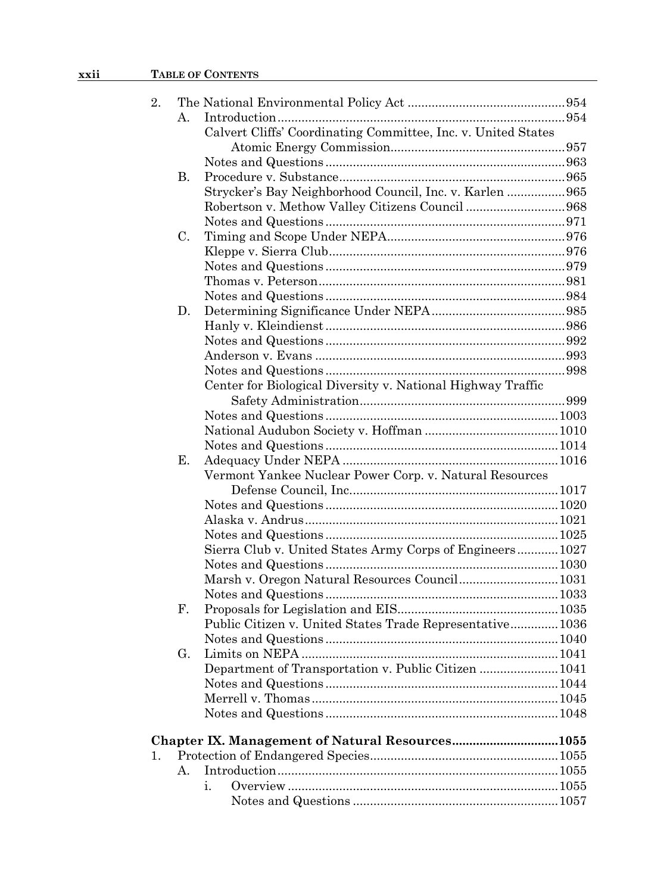2. The National Environmental Policy Act ............................................. 954
   - A. Introduction ................................................................................... 954
     - Calvert Cliffs' Coordinating Committee, Inc. v. United States Atomic Energy Commission.................................................. 957
     - Notes and Questions ..................................................................... 963
   - B. Procedure v. Substance................................................................. 965
     - Strycker's Bay Neighborhood Council, Inc. v. Karlen ................. 965
     - Robertson v. Methow Valley Citizens Council ............................. 968
     - Notes and Questions ..................................................................... 971
   - C. Timing and Scope Under NEPA.................................................... 976
     - Kleppe v. Sierra Club.................................................................... 976
     - Notes and Questions ..................................................................... 979
     - Thomas v. Peterson....................................................................... 981
     - Notes and Questions ..................................................................... 984
   - D. Determining Significance Under NEPA ....................................... 985
     - Hanly v. Kleindienst ..................................................................... 986
     - Notes and Questions ..................................................................... 992
     - Anderson v. Evans ........................................................................ 993
     - Notes and Questions ..................................................................... 998
     - Center for Biological Diversity v. National Highway Traffic Safety Administration............................................................ 999
     - Notes and Questions ................................................................... 1003
     - National Audubon Society v. Hoffman ....................................... 1010
     - Notes and Questions ................................................................... 1014
   - E. Adequacy Under NEPA ............................................................... 1016
     - Vermont Yankee Nuclear Power Corp. v. Natural Resources Defense Council, Inc............................................................ 1017
     - Notes and Questions ................................................................... 1020
     - Alaska v. Andrus.......................................................................... 1021
     - Notes and Questions ................................................................... 1025
     - Sierra Club v. United States Army Corps of Engineers ............ 1027
     - Notes and Questions ................................................................... 1030
     - Marsh v. Oregon Natural Resources Council............................. 1031
     - Notes and Questions ................................................................... 1033
   - F. Proposals for Legislation and EIS............................................... 1035
     - Public Citizen v. United States Trade Representative.............. 1036
     - Notes and Questions ................................................................... 1040
   - G. Limits on NEPA ........................................................................... 1041
     - Department of Transportation v. Public Citizen ....................... 1041
     - Notes and Questions ................................................................... 1044
     - Merrell v. Thomas ....................................................................... 1045
     - Notes and Questions ................................................................... 1048

**Chapter IX. Management of Natural Resources.............................. 1055**

1. Protection of Endangered Species...................................................... 1055
   - A. Introduction ................................................................................. 1055
     - i. Overview .............................................................................. 1055
       - Notes and Questions ........................................................... 1057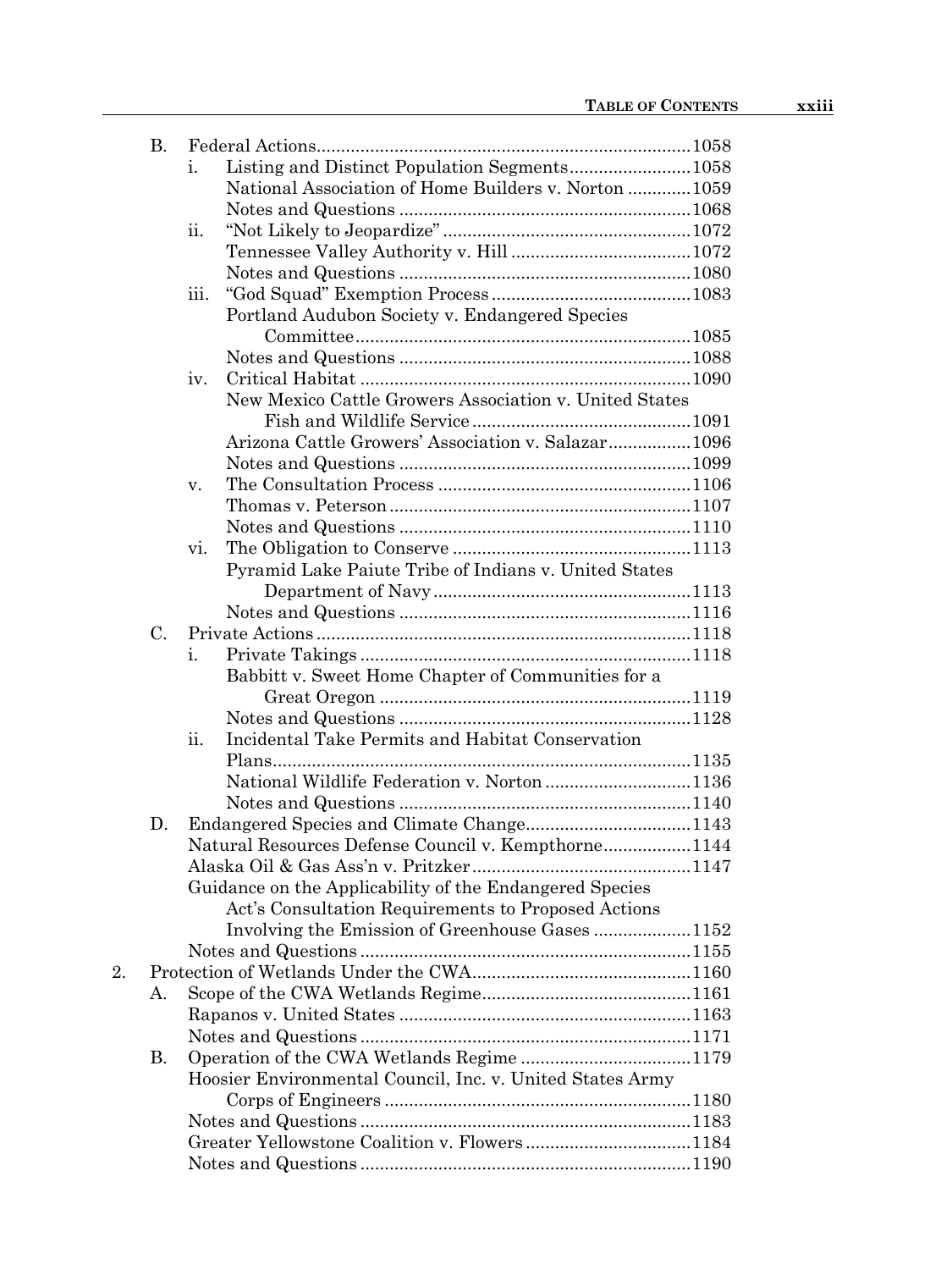- B. Federal Actions ..... 1058
  - i. Listing and Distinct Population Segments ..... 1058
    - National Association of Home Builders v. Norton ..... 1059
    - Notes and Questions ..... 1068
  - ii. "Not Likely to Jeopardize" ..... 1072
    - Tennessee Valley Authority v. Hill ..... 1072
    - Notes and Questions ..... 1080
  - iii. "God Squad" Exemption Process ..... 1083
    - Portland Audubon Society v. Endangered Species Committee ..... 1085
    - Notes and Questions ..... 1088
  - iv. Critical Habitat ..... 1090
    - New Mexico Cattle Growers Association v. United States Fish and Wildlife Service ..... 1091
    - Arizona Cattle Growers' Association v. Salazar ..... 1096
    - Notes and Questions ..... 1099
  - v. The Consultation Process ..... 1106
    - Thomas v. Peterson ..... 1107
    - Notes and Questions ..... 1110
  - vi. The Obligation to Conserve ..... 1113
    - Pyramid Lake Paiute Tribe of Indians v. United States Department of Navy ..... 1113
    - Notes and Questions ..... 1116
- C. Private Actions ..... 1118
  - i. Private Takings ..... 1118
    - Babbitt v. Sweet Home Chapter of Communities for a Great Oregon ..... 1119
    - Notes and Questions ..... 1128
  - ii. Incidental Take Permits and Habitat Conservation Plans ..... 1135
    - National Wildlife Federation v. Norton ..... 1136
    - Notes and Questions ..... 1140
- D. Endangered Species and Climate Change ..... 1143
  - Natural Resources Defense Council v. Kempthorne ..... 1144
  - Alaska Oil & Gas Ass'n v. Pritzker ..... 1147
  - Guidance on the Applicability of the Endangered Species Act's Consultation Requirements to Proposed Actions Involving the Emission of Greenhouse Gases ..... 1152
  - Notes and Questions ..... 1155

2. Protection of Wetlands Under the CWA ..... 1160
   - A. Scope of the CWA Wetlands Regime ..... 1161
     - Rapanos v. United States ..... 1163
     - Notes and Questions ..... 1171
   - B. Operation of the CWA Wetlands Regime ..... 1179
     - Hoosier Environmental Council, Inc. v. United States Army Corps of Engineers ..... 1180
     - Notes and Questions ..... 1183
     - Greater Yellowstone Coalition v. Flowers ..... 1184
     - Notes and Questions ..... 1190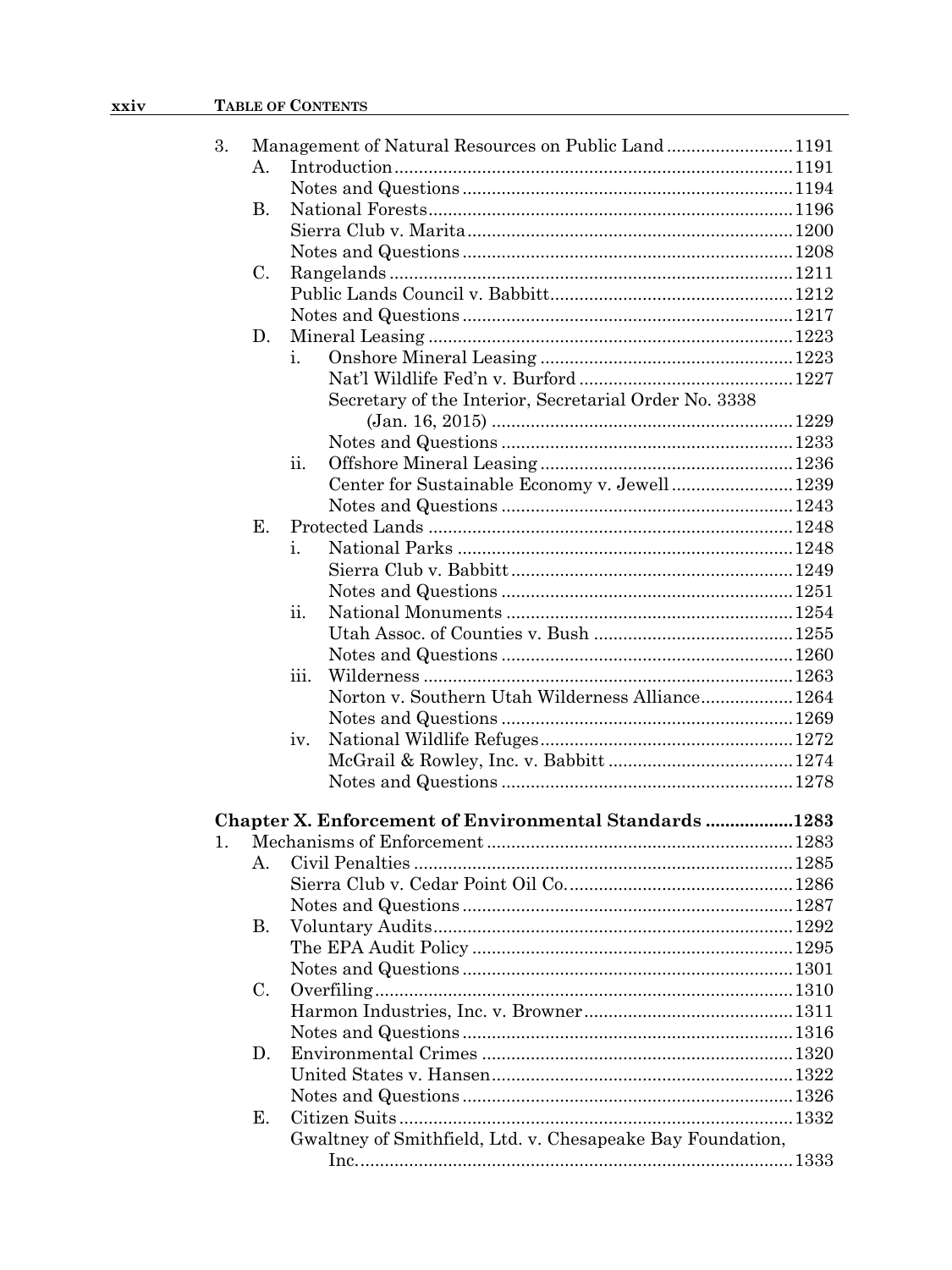3. Management of Natural Resources on Public Land ..........................1191
   - A. Introduction ..........................1191
     - Notes and Questions ..........................1194
   - B. National Forests ..........................1196
     - Sierra Club v. Marita ..........................1200
     - Notes and Questions ..........................1208
   - C. Rangelands ..........................1211
     - Public Lands Council v. Babbitt ..........................1212
     - Notes and Questions ..........................1217
   - D. Mineral Leasing ..........................1223
     - i. Onshore Mineral Leasing ..........................1223
       - Nat'l Wildlife Fed'n v. Burford ..........................1227
       - Secretary of the Interior, Secretarial Order No. 3338 (Jan. 16, 2015) ..........................1229
       - Notes and Questions ..........................1233
     - ii. Offshore Mineral Leasing ..........................1236
       - Center for Sustainable Economy v. Jewell ..........................1239
       - Notes and Questions ..........................1243
   - E. Protected Lands ..........................1248
     - i. National Parks ..........................1248
       - Sierra Club v. Babbitt ..........................1249
       - Notes and Questions ..........................1251
     - ii. National Monuments ..........................1254
       - Utah Assoc. of Counties v. Bush ..........................1255
       - Notes and Questions ..........................1260
     - iii. Wilderness ..........................1263
       - Norton v. Southern Utah Wilderness Alliance ..........................1264
       - Notes and Questions ..........................1269
     - iv. National Wildlife Refuges ..........................1272
       - McGrail & Rowley, Inc. v. Babbitt ..........................1274
       - Notes and Questions ..........................1278

**Chapter X. Enforcement of Environmental Standards ..........................1283**

1. Mechanisms of Enforcement ..........................1283
   - A. Civil Penalties ..........................1285
     - Sierra Club v. Cedar Point Oil Co. ..........................1286
     - Notes and Questions ..........................1287
   - B. Voluntary Audits ..........................1292
     - The EPA Audit Policy ..........................1295
     - Notes and Questions ..........................1301
   - C. Overfiling ..........................1310
     - Harmon Industries, Inc. v. Browner ..........................1311
     - Notes and Questions ..........................1316
   - D. Environmental Crimes ..........................1320
     - United States v. Hansen ..........................1322
     - Notes and Questions ..........................1326
   - E. Citizen Suits ..........................1332
     - Gwaltney of Smithfield, Ltd. v. Chesapeake Bay Foundation, Inc. ..........................1333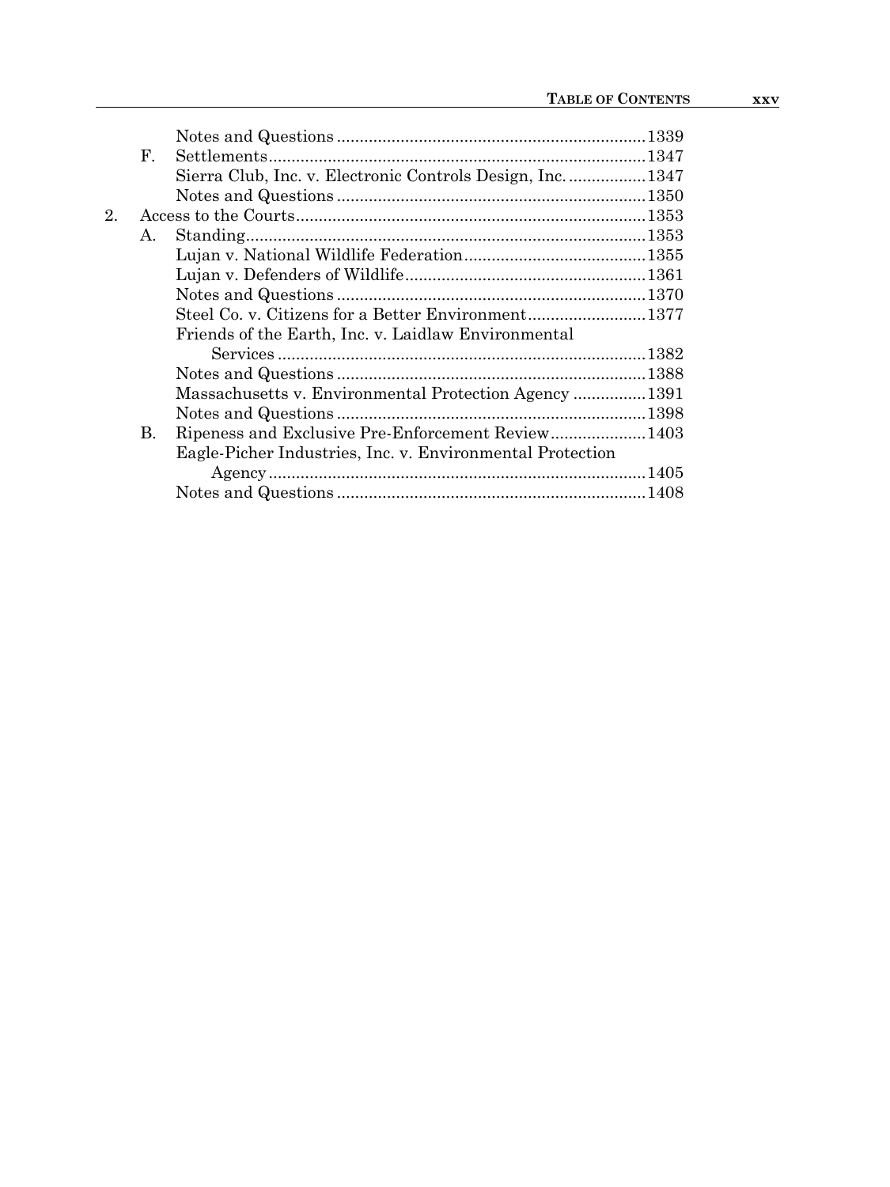Notes and Questions ....................................................................1339

F. Settlements....................................................................................1347

Sierra Club, Inc. v. Electronic Controls Design, Inc. .................1347

Notes and Questions ....................................................................1350

2. Access to the Courts.............................................................................1353

A. Standing........................................................................................1353

Lujan v. National Wildlife Federation........................................1355

Lujan v. Defenders of Wildlife.....................................................1361

Notes and Questions ....................................................................1370

Steel Co. v. Citizens for a Better Environment..........................1377

Friends of the Earth, Inc. v. Laidlaw Environmental Services .................................................................................1382

Notes and Questions ....................................................................1388

Massachusetts v. Environmental Protection Agency ................1391

Notes and Questions ....................................................................1398

B. Ripeness and Exclusive Pre-Enforcement Review.....................1403

Eagle-Picher Industries, Inc. v. Environmental Protection Agency ...................................................................................1405

Notes and Questions ....................................................................1408